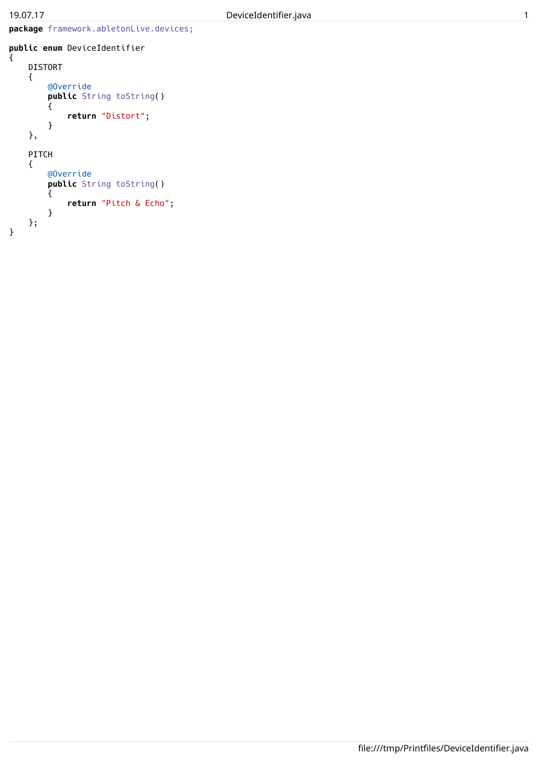```java
package framework.abletonLive.devices;

public enum DeviceIdentifier
{
    DISTORT
    {
        @Override
        public String toString()
        {
            return "Distort";
        }
    },

    PITCH
    {
        @Override
        public String toString()
        {
            return "Pitch & Echo";
        }
    };
}
```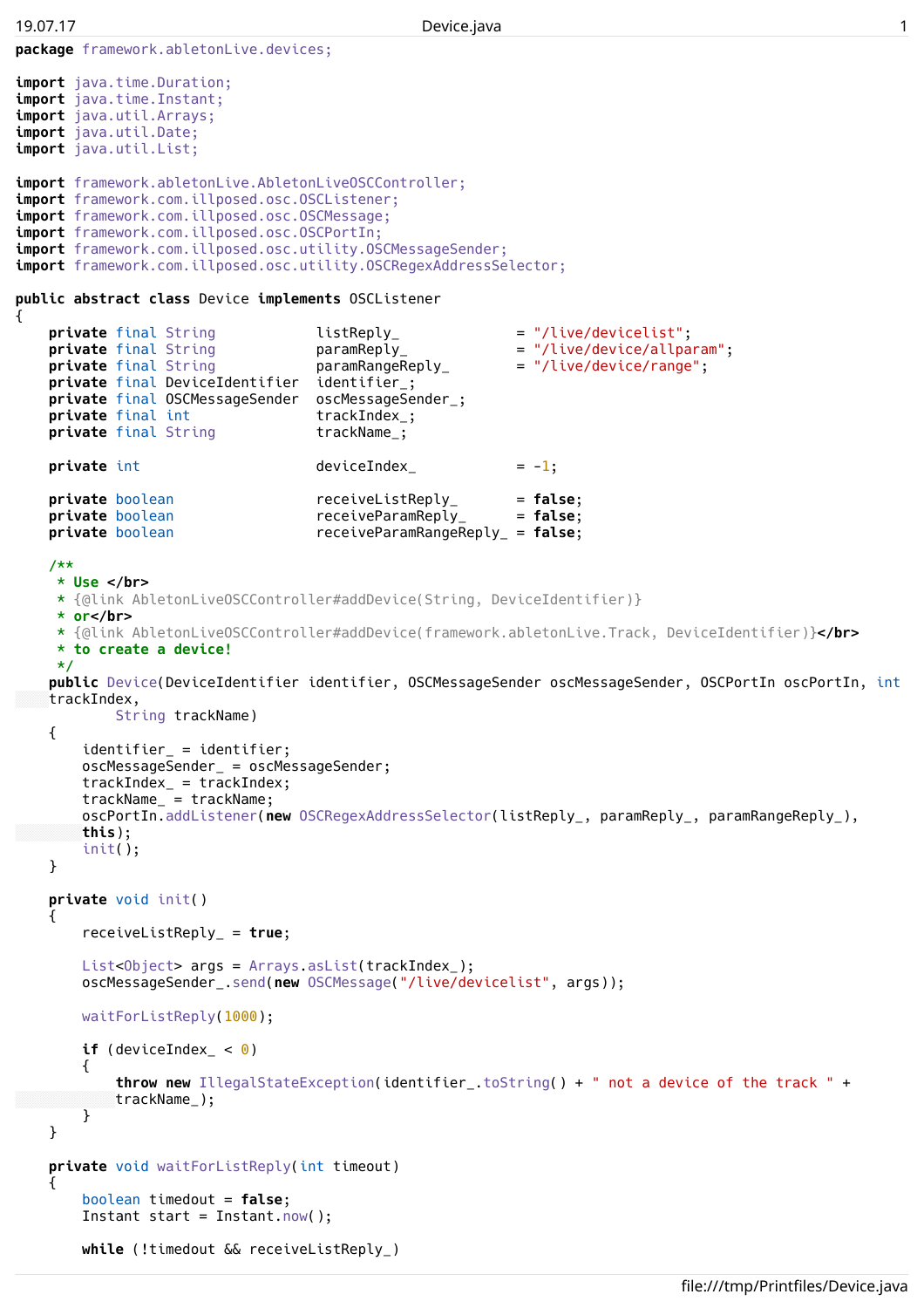```java
package framework.abletonLive.devices;

import java.time.Duration;
import java.time.Instant;
import java.util.Arrays;
import java.util.Date;
import java.util.List;

import framework.abletonLive.AbletonLiveOSCController;
import framework.com.illposed.osc.OSCListener;
import framework.com.illposed.osc.OSCMessage;
import framework.com.illposed.osc.OSCPortIn;
import framework.com.illposed.osc.utility.OSCMessageSender;
import framework.com.illposed.osc.utility.OSCRegexAddressSelector;

public abstract class Device implements OSCListener
{
    private final String            listReply_              = "/live/devicelist";
    private final String            paramReply_             = "/live/device/allparam";
    private final String            paramRangeReply_        = "/live/device/range";
    private final DeviceIdentifier  identifier_;
    private final OSCMessageSender  oscMessageSender_;
    private final int               trackIndex_;
    private final String            trackName_;

    private int                     deviceIndex_            = -1;

    private boolean                 receiveListReply_       = false;
    private boolean                 receiveParamReply_      = false;
    private boolean                 receiveParamRangeReply_ = false;

    /**
     * Use </br>
     * {@link AbletonLiveOSCController#addDevice(String, DeviceIdentifier)}
     * or</br>
     * {@link AbletonLiveOSCController#addDevice(framework.abletonLive.Track, DeviceIdentifier)}</br>
     * to create a device!
     */
    public Device(DeviceIdentifier identifier, OSCMessageSender oscMessageSender, OSCPortIn oscPortIn, int
    trackIndex,
            String trackName)
    {
        identifier_ = identifier;
        oscMessageSender_ = oscMessageSender;
        trackIndex_ = trackIndex;
        trackName_ = trackName;
        oscPortIn.addListener(new OSCRegexAddressSelector(listReply_, paramReply_, paramRangeReply_),
        this);
        init();
    }

    private void init()
    {
        receiveListReply_ = true;

        List<Object> args = Arrays.asList(trackIndex_);
        oscMessageSender_.send(new OSCMessage("/live/devicelist", args));

        waitForListReply(1000);

        if (deviceIndex_ < 0)
        {
            throw new IllegalStateException(identifier_.toString() + " not a device of the track " +
            trackName_);
        }
    }

    private void waitForListReply(int timeout)
    {
        boolean timedout = false;
        Instant start = Instant.now();

        while (!timedout && receiveListReply_)
```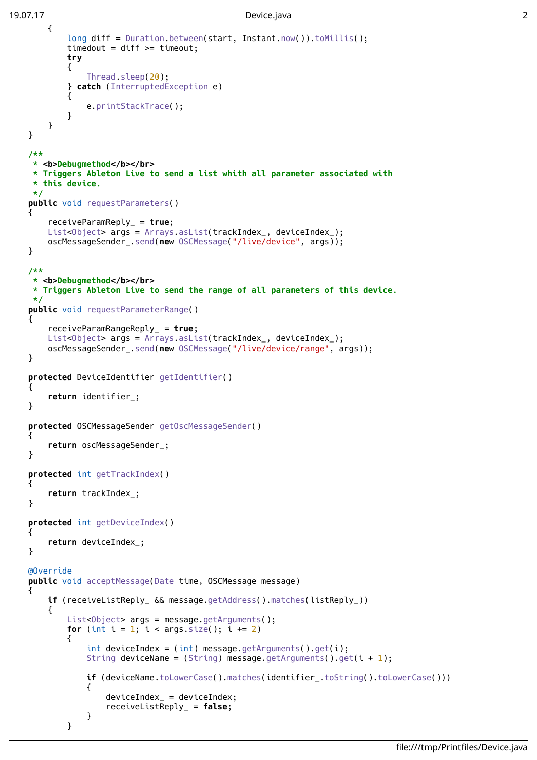```java
        {
            long diff = Duration.between(start, Instant.now()).toMillis();
            timedout = diff >= timeout;
            try
            {
                Thread.sleep(20);
            } catch (InterruptedException e)
            {
                e.printStackTrace();
            }
        }
    }

    /**
     * <b>Debugmethod</b></br>
     * Triggers Ableton Live to send a list whith all parameter associated with
     * this device.
     */
    public void requestParameters()
    {
        receiveParamReply_ = true;
        List<Object> args = Arrays.asList(trackIndex_, deviceIndex_);
        oscMessageSender_.send(new OSCMessage("/live/device", args));
    }

    /**
     * <b>Debugmethod</b></br>
     * Triggers Ableton Live to send the range of all parameters of this device.
     */
    public void requestParameterRange()
    {
        receiveParamRangeReply_ = true;
        List<Object> args = Arrays.asList(trackIndex_, deviceIndex_);
        oscMessageSender_.send(new OSCMessage("/live/device/range", args));
    }

    protected DeviceIdentifier getIdentifier()
    {
        return identifier_;
    }

    protected OSCMessageSender getOscMessageSender()
    {
        return oscMessageSender_;
    }

    protected int getTrackIndex()
    {
        return trackIndex_;
    }

    protected int getDeviceIndex()
    {
        return deviceIndex_;
    }

    @Override
    public void acceptMessage(Date time, OSCMessage message)
    {
        if (receiveListReply_ && message.getAddress().matches(listReply_))
        {
            List<Object> args = message.getArguments();
            for (int i = 1; i < args.size(); i += 2)
            {
                int deviceIndex = (int) message.getArguments().get(i);
                String deviceName = (String) message.getArguments().get(i + 1);

                if (deviceName.toLowerCase().matches(identifier_.toString().toLowerCase()))
                {
                    deviceIndex_ = deviceIndex;
                    receiveListReply_ = false;
                }
            }
```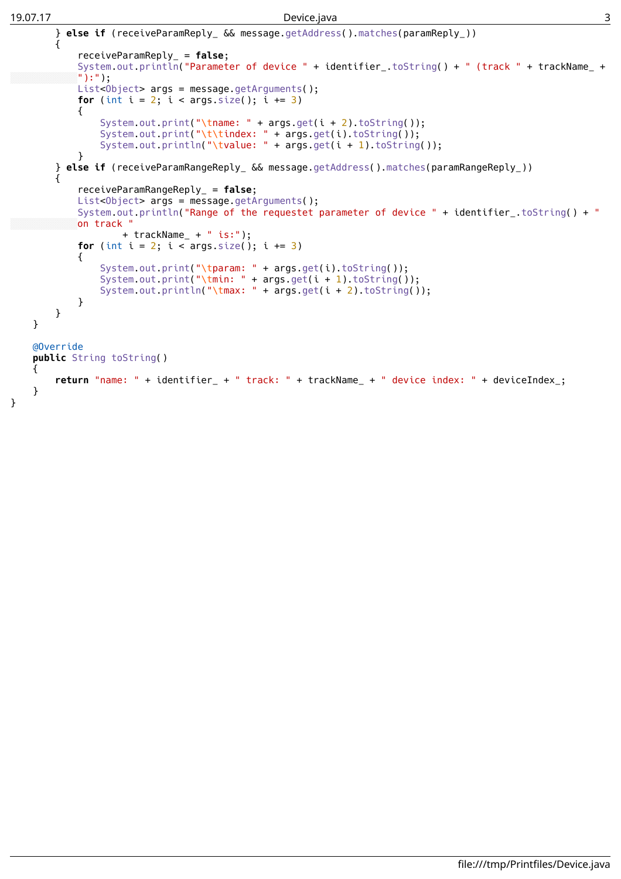```java
        } else if (receiveParamReply_ && message.getAddress().matches(paramReply_))
        {
            receiveParamReply_ = false;
            System.out.println("Parameter of device " + identifier_.toString() + " (track " + trackName_ +
"):");
            List<Object> args = message.getArguments();
            for (int i = 2; i < args.size(); i += 3)
            {
                System.out.print("\tname: " + args.get(i + 2).toString());
                System.out.print("\t\tindex: " + args.get(i).toString());
                System.out.println("\tvalue: " + args.get(i + 1).toString());
            }
        } else if (receiveParamRangeReply_ && message.getAddress().matches(paramRangeReply_))
        {
            receiveParamRangeReply_ = false;
            List<Object> args = message.getArguments();
            System.out.println("Range of the requestet parameter of device " + identifier_.toString() + "
on track "
                    + trackName_ + " is:");
            for (int i = 2; i < args.size(); i += 3)
            {
                System.out.print("\tparam: " + args.get(i).toString());
                System.out.print("\tmin: " + args.get(i + 1).toString());
                System.out.println("\tmax: " + args.get(i + 2).toString());
            }
        }
    }

    @Override
    public String toString()
    {
        return "name: " + identifier_ + " track: " + trackName_ + " device index: " + deviceIndex_;
    }
}
```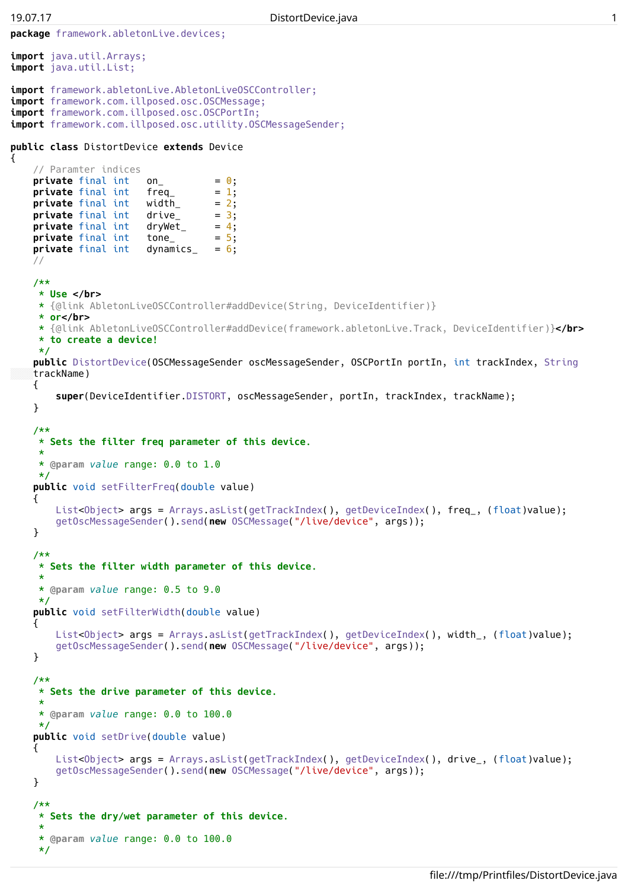```java
package framework.abletonLive.devices;

import java.util.Arrays;
import java.util.List;

import framework.abletonLive.AbletonLiveOSCController;
import framework.com.illposed.osc.OSCMessage;
import framework.com.illposed.osc.OSCPortIn;
import framework.com.illposed.osc.utility.OSCMessageSender;

public class DistortDevice extends Device
{
    // Paramter indices
    private final int   on_         = 0;
    private final int   freq_       = 1;
    private final int   width_      = 2;
    private final int   drive_      = 3;
    private final int   dryWet_     = 4;
    private final int   tone_       = 5;
    private final int   dynamics_   = 6;
    //

    /**
     * Use </br>
     * {@link AbletonLiveOSCController#addDevice(String, DeviceIdentifier)}
     * or</br>
     * {@link AbletonLiveOSCController#addDevice(framework.abletonLive.Track, DeviceIdentifier)}</br>
     * to create a device!
     */
    public DistortDevice(OSCMessageSender oscMessageSender, OSCPortIn portIn, int trackIndex, String trackName)
    {
        super(DeviceIdentifier.DISTORT, oscMessageSender, portIn, trackIndex, trackName);
    }

    /**
     * Sets the filter freq parameter of this device.
     *
     * @param value range: 0.0 to 1.0
     */
    public void setFilterFreq(double value)
    {
        List<Object> args = Arrays.asList(getTrackIndex(), getDeviceIndex(), freq_, (float)value);
        getOscMessageSender().send(new OSCMessage("/live/device", args));
    }

    /**
     * Sets the filter width parameter of this device.
     *
     * @param value range: 0.5 to 9.0
     */
    public void setFilterWidth(double value)
    {
        List<Object> args = Arrays.asList(getTrackIndex(), getDeviceIndex(), width_, (float)value);
        getOscMessageSender().send(new OSCMessage("/live/device", args));
    }

    /**
     * Sets the drive parameter of this device.
     *
     * @param value range: 0.0 to 100.0
     */
    public void setDrive(double value)
    {
        List<Object> args = Arrays.asList(getTrackIndex(), getDeviceIndex(), drive_, (float)value);
        getOscMessageSender().send(new OSCMessage("/live/device", args));
    }

    /**
     * Sets the dry/wet parameter of this device.
     *
     * @param value range: 0.0 to 100.0
     */
```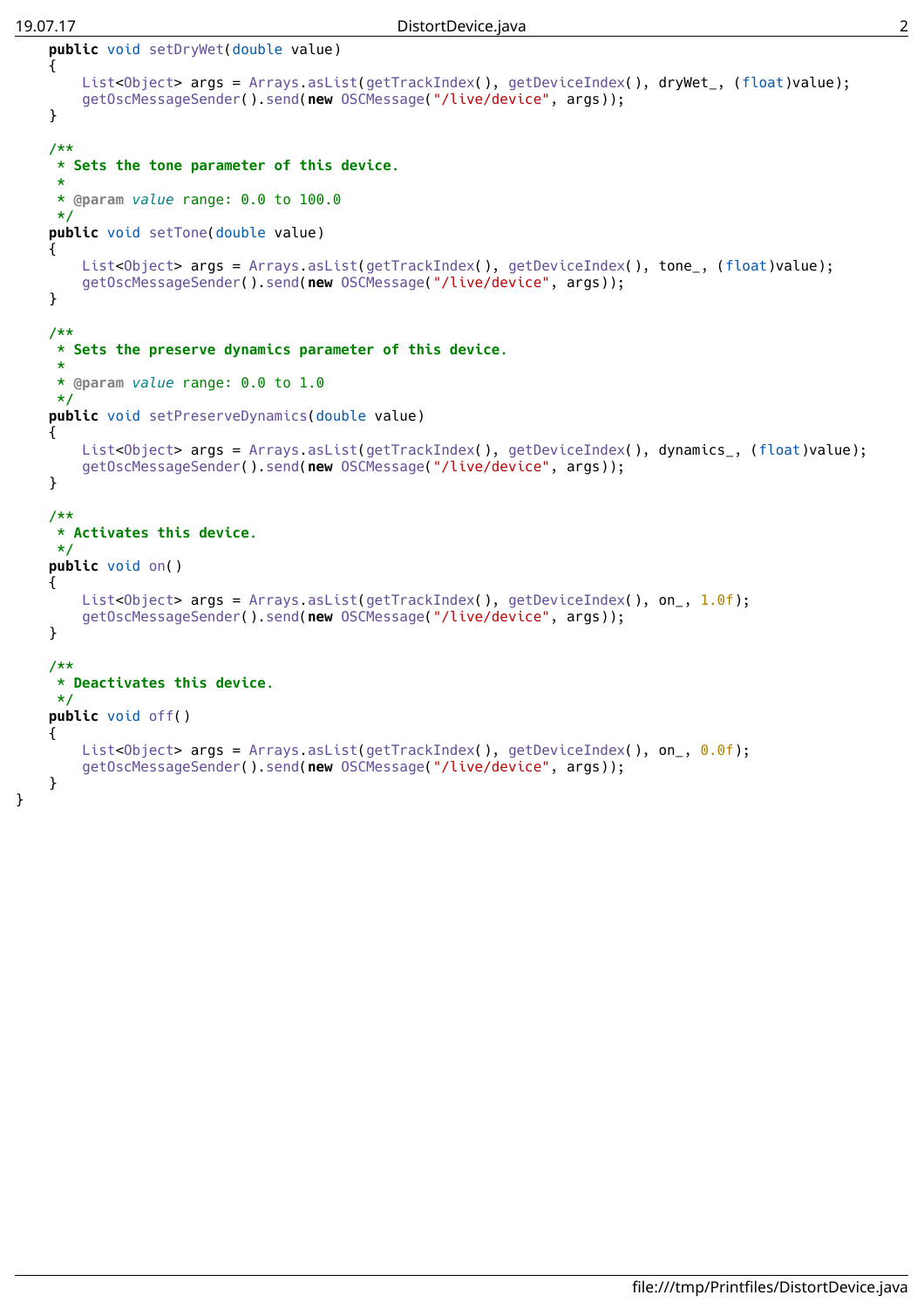```java
    public void setDryWet(double value)
    {
        List<Object> args = Arrays.asList(getTrackIndex(), getDeviceIndex(), dryWet_, (float)value);
        getOscMessageSender().send(new OSCMessage("/live/device", args));
    }

    /**
     * Sets the tone parameter of this device.
     *
     * @param value range: 0.0 to 100.0
     */
    public void setTone(double value)
    {
        List<Object> args = Arrays.asList(getTrackIndex(), getDeviceIndex(), tone_, (float)value);
        getOscMessageSender().send(new OSCMessage("/live/device", args));
    }

    /**
     * Sets the preserve dynamics parameter of this device.
     *
     * @param value range: 0.0 to 1.0
     */
    public void setPreserveDynamics(double value)
    {
        List<Object> args = Arrays.asList(getTrackIndex(), getDeviceIndex(), dynamics_, (float)value);
        getOscMessageSender().send(new OSCMessage("/live/device", args));
    }

    /**
     * Activates this device.
     */
    public void on()
    {
        List<Object> args = Arrays.asList(getTrackIndex(), getDeviceIndex(), on_, 1.0f);
        getOscMessageSender().send(new OSCMessage("/live/device", args));
    }

    /**
     * Deactivates this device.
     */
    public void off()
    {
        List<Object> args = Arrays.asList(getTrackIndex(), getDeviceIndex(), on_, 0.0f);
        getOscMessageSender().send(new OSCMessage("/live/device", args));
    }
}
```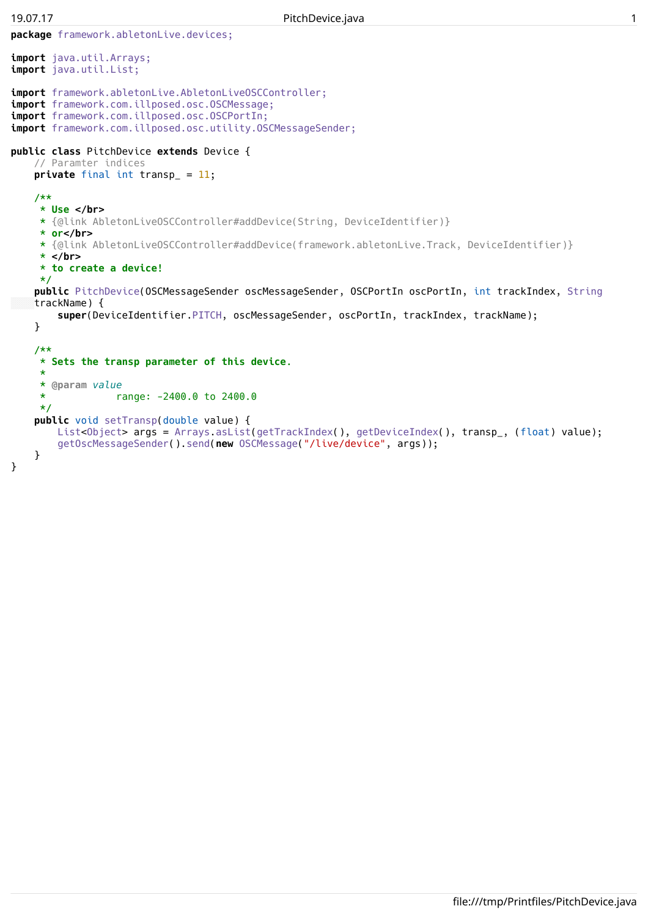```java
package framework.abletonLive.devices;

import java.util.Arrays;
import java.util.List;

import framework.abletonLive.AbletonLiveOSCController;
import framework.com.illposed.osc.OSCMessage;
import framework.com.illposed.osc.OSCPortIn;
import framework.com.illposed.osc.utility.OSCMessageSender;

public class PitchDevice extends Device {
    // Paramter indices
    private final int transp_ = 11;

    /**
     * Use </br>
     * {@link AbletonLiveOSCController#addDevice(String, DeviceIdentifier)}
     * or</br>
     * {@link AbletonLiveOSCController#addDevice(framework.abletonLive.Track, DeviceIdentifier)}
     * </br>
     * to create a device!
     */
    public PitchDevice(OSCMessageSender oscMessageSender, OSCPortIn oscPortIn, int trackIndex, String
trackName) {
        super(DeviceIdentifier.PITCH, oscMessageSender, oscPortIn, trackIndex, trackName);
    }

    /**
     * Sets the transp parameter of this device.
     *
     * @param value
     *            range: -2400.0 to 2400.0
     */
    public void setTransp(double value) {
        List<Object> args = Arrays.asList(getTrackIndex(), getDeviceIndex(), transp_, (float) value);
        getOscMessageSender().send(new OSCMessage("/live/device", args));
    }
}
```